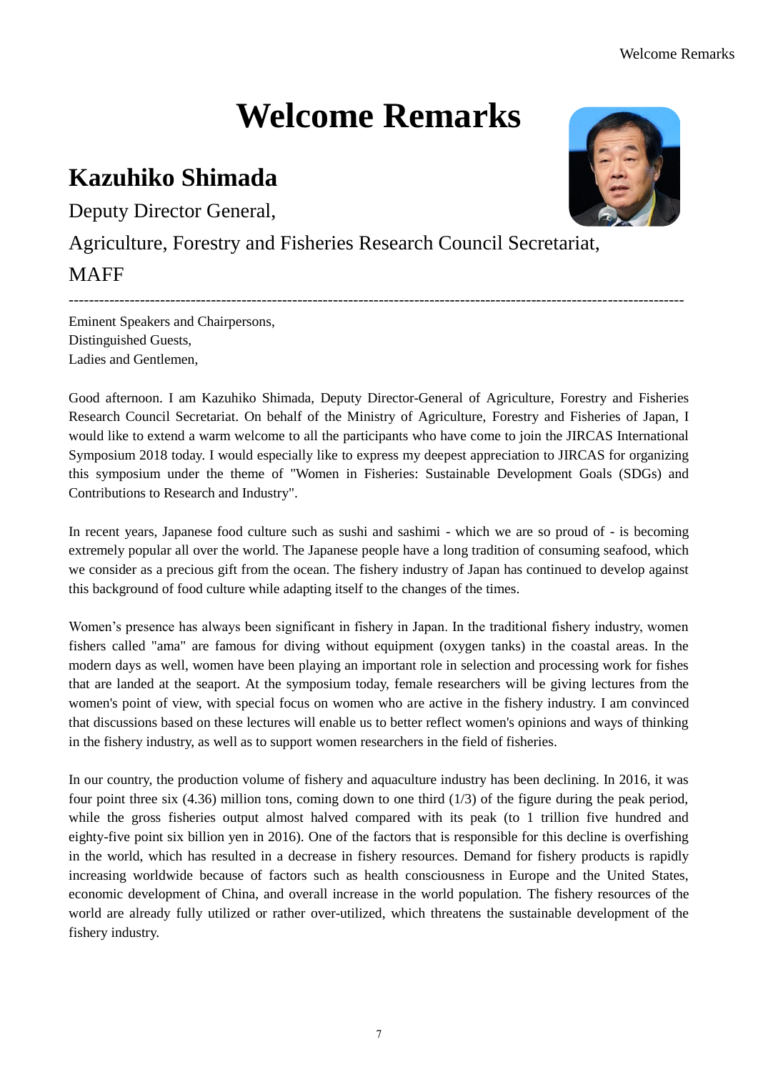# Welcome Remarks

## Kazuhiko Shimada

Deputy Director General,

Agriculture, Forestry and Fisheries Research Council Secretariat,

MAFF

---

Eminent Speakers and Chairpersons,
Distinguished Guests,
Ladies and Gentlemen,

Good afternoon. I am Kazuhiko Shimada, Deputy Director-General of Agriculture, Forestry and Fisheries Research Council Secretariat. On behalf of the Ministry of Agriculture, Forestry and Fisheries of Japan, I would like to extend a warm welcome to all the participants who have come to join the JIRCAS International Symposium 2018 today. I would especially like to express my deepest appreciation to JIRCAS for organizing this symposium under the theme of "Women in Fisheries: Sustainable Development Goals (SDGs) and Contributions to Research and Industry".

In recent years, Japanese food culture such as sushi and sashimi - which we are so proud of - is becoming extremely popular all over the world. The Japanese people have a long tradition of consuming seafood, which we consider as a precious gift from the ocean. The fishery industry of Japan has continued to develop against this background of food culture while adapting itself to the changes of the times.

Women's presence has always been significant in fishery in Japan. In the traditional fishery industry, women fishers called "ama" are famous for diving without equipment (oxygen tanks) in the coastal areas. In the modern days as well, women have been playing an important role in selection and processing work for fishes that are landed at the seaport. At the symposium today, female researchers will be giving lectures from the women's point of view, with special focus on women who are active in the fishery industry. I am convinced that discussions based on these lectures will enable us to better reflect women's opinions and ways of thinking in the fishery industry, as well as to support women researchers in the field of fisheries.

In our country, the production volume of fishery and aquaculture industry has been declining. In 2016, it was four point three six (4.36) million tons, coming down to one third (1/3) of the figure during the peak period, while the gross fisheries output almost halved compared with its peak (to 1 trillion five hundred and eighty-five point six billion yen in 2016). One of the factors that is responsible for this decline is overfishing in the world, which has resulted in a decrease in fishery resources. Demand for fishery products is rapidly increasing worldwide because of factors such as health consciousness in Europe and the United States, economic development of China, and overall increase in the world population. The fishery resources of the world are already fully utilized or rather over-utilized, which threatens the sustainable development of the fishery industry.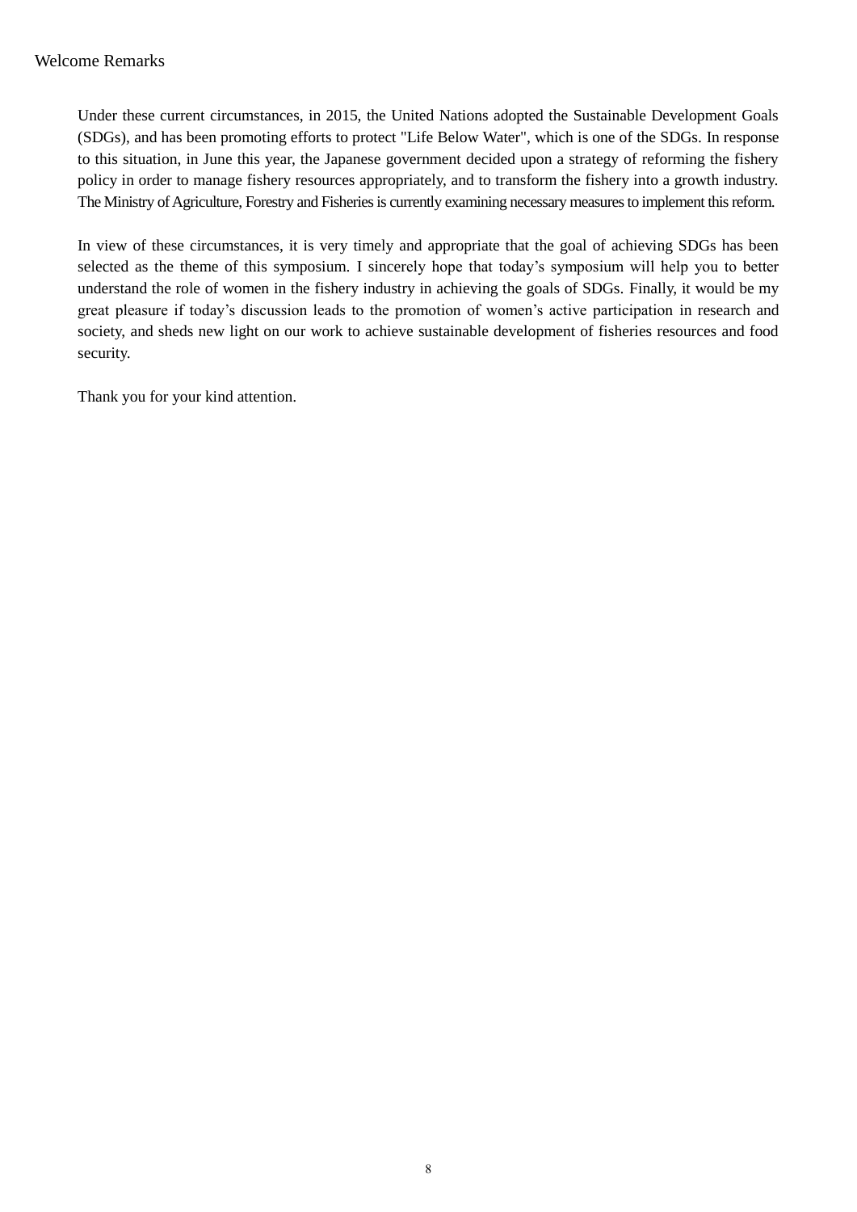Under these current circumstances, in 2015, the United Nations adopted the Sustainable Development Goals (SDGs), and has been promoting efforts to protect "Life Below Water", which is one of the SDGs. In response to this situation, in June this year, the Japanese government decided upon a strategy of reforming the fishery policy in order to manage fishery resources appropriately, and to transform the fishery into a growth industry. The Ministry of Agriculture, Forestry and Fisheries is currently examining necessary measures to implement this reform.

In view of these circumstances, it is very timely and appropriate that the goal of achieving SDGs has been selected as the theme of this symposium. I sincerely hope that today's symposium will help you to better understand the role of women in the fishery industry in achieving the goals of SDGs. Finally, it would be my great pleasure if today's discussion leads to the promotion of women's active participation in research and society, and sheds new light on our work to achieve sustainable development of fisheries resources and food security.

Thank you for your kind attention.